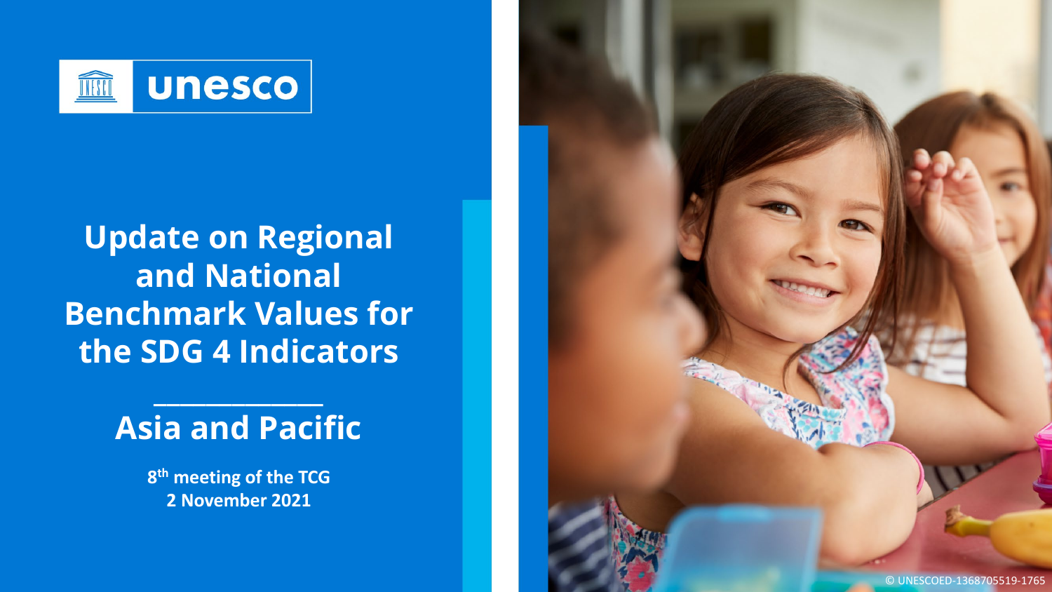unesco

# Update on Regional and National Benchmark Values for the SDG 4 Indicators

## Asia and Pacific

**8th meeting of the TCG**
**2 November 2021**

© UNESCOED-1368705519-1765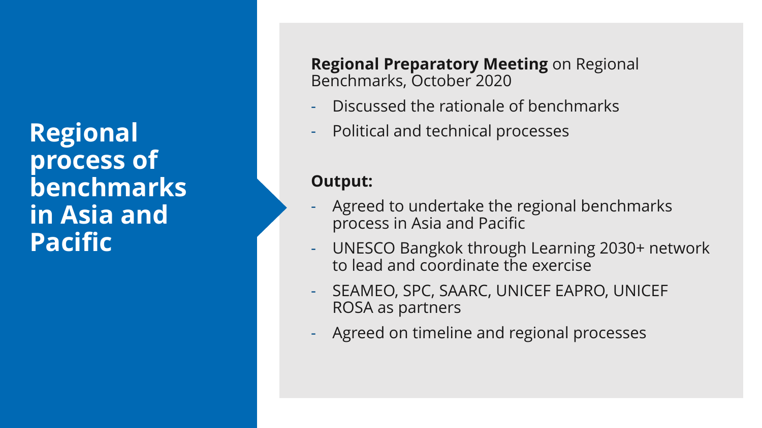# Regional process of benchmarks in Asia and Pacific

**Regional Preparatory Meeting** on Regional Benchmarks, October 2020

- Discussed the rationale of benchmarks
- Political and technical processes

**Output:**

- Agreed to undertake the regional benchmarks process in Asia and Pacific
- UNESCO Bangkok through Learning 2030+ network to lead and coordinate the exercise
- SEAMEO, SPC, SAARC, UNICEF EAPRO, UNICEF ROSA as partners
- Agreed on timeline and regional processes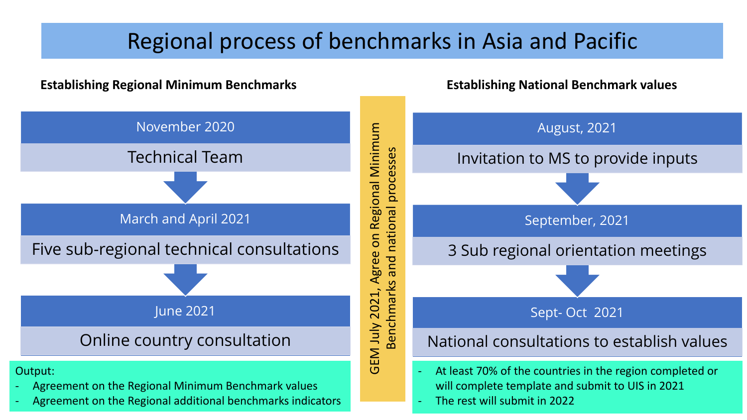# Regional process of benchmarks in Asia and Pacific

## Establishing Regional Minimum Benchmarks

**November 2020**

Technical Team

↓

**March and April 2021**

Five sub-regional technical consultations

↓

**June 2021**

Online country consultation

Output:
- Agreement on the Regional Minimum Benchmark values
- Agreement on the Regional additional benchmarks indicators

**GEM July 2021, Agree on Regional Minimum Benchmarks and national processes**

## Establishing National Benchmark values

**August, 2021**

Invitation to MS to provide inputs

↓

**September, 2021**

3 Sub regional orientation meetings

↓

**Sept- Oct 2021**

National consultations to establish values

- At least 70% of the countries in the region completed or will complete template and submit to UIS in 2021
- The rest will submit in 2022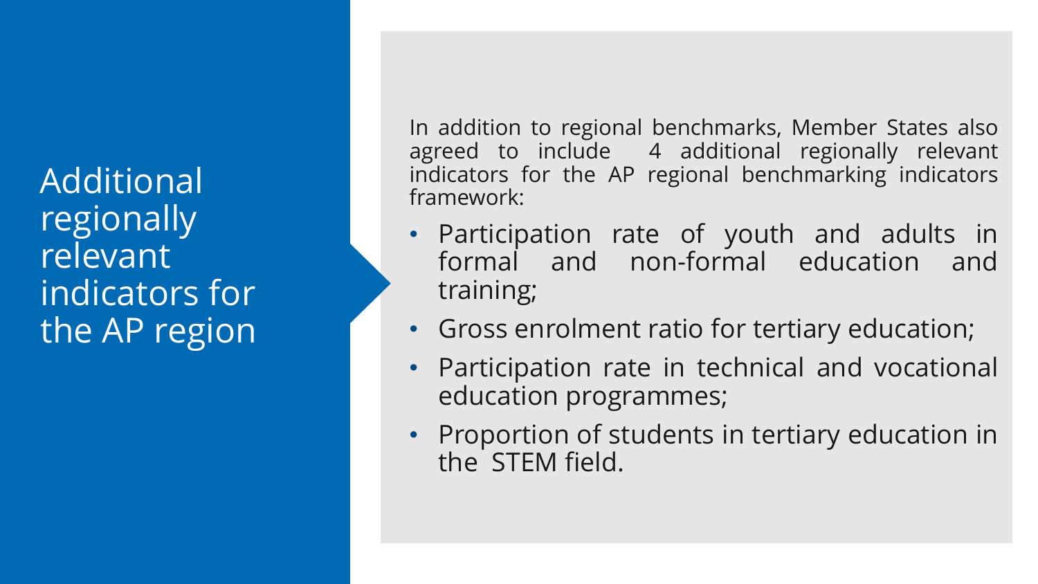# Additional regionally relevant indicators for the AP region

In addition to regional benchmarks, Member States also agreed to include 4 additional regionally relevant indicators for the AP regional benchmarking indicators framework:

- Participation rate of youth and adults in formal and non-formal education and training;
- Gross enrolment ratio for tertiary education;
- Participation rate in technical and vocational education programmes;
- Proportion of students in tertiary education in the STEM field.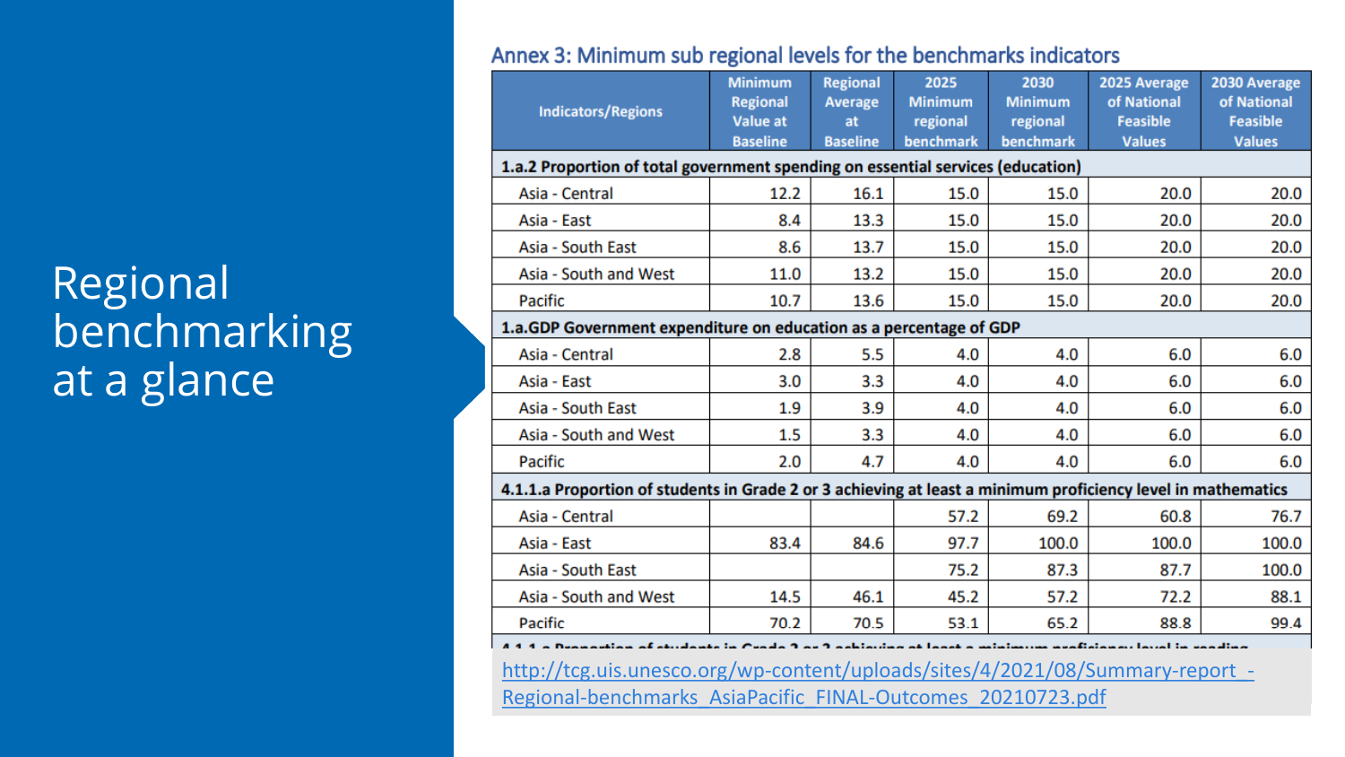# Regional benchmarking at a glance

## Annex 3: Minimum sub regional levels for the benchmarks indicators

| Indicators/Regions | Minimum Regional Value at Baseline | Regional Average at Baseline | 2025 Minimum regional benchmark | 2030 Minimum regional benchmark | 2025 Average of National Feasible Values | 2030 Average of National Feasible Values |
|---|---|---|---|---|---|---|
| **1.a.2 Proportion of total government spending on essential services (education)** | | | | | | |
| Asia - Central | 12.2 | 16.1 | 15.0 | 15.0 | 20.0 | 20.0 |
| Asia - East | 8.4 | 13.3 | 15.0 | 15.0 | 20.0 | 20.0 |
| Asia - South East | 8.6 | 13.7 | 15.0 | 15.0 | 20.0 | 20.0 |
| Asia - South and West | 11.0 | 13.2 | 15.0 | 15.0 | 20.0 | 20.0 |
| Pacific | 10.7 | 13.6 | 15.0 | 15.0 | 20.0 | 20.0 |
| **1.a.GDP Government expenditure on education as a percentage of GDP** | | | | | | |
| Asia - Central | 2.8 | 5.5 | 4.0 | 4.0 | 6.0 | 6.0 |
| Asia - East | 3.0 | 3.3 | 4.0 | 4.0 | 6.0 | 6.0 |
| Asia - South East | 1.9 | 3.9 | 4.0 | 4.0 | 6.0 | 6.0 |
| Asia - South and West | 1.5 | 3.3 | 4.0 | 4.0 | 6.0 | 6.0 |
| Pacific | 2.0 | 4.7 | 4.0 | 4.0 | 6.0 | 6.0 |
| **4.1.1.a Proportion of students in Grade 2 or 3 achieving at least a minimum proficiency level in mathematics** | | | | | | |
| Asia - Central | | | 57.2 | 69.2 | 60.8 | 76.7 |
| Asia - East | 83.4 | 84.6 | 97.7 | 100.0 | 100.0 | 100.0 |
| Asia - South East | | | 75.2 | 87.3 | 87.7 | 100.0 |
| Asia - South and West | 14.5 | 46.1 | 45.2 | 57.2 | 72.2 | 88.1 |
| Pacific | 70.2 | 70.5 | 53.1 | 65.2 | 88.8 | 99.4 |
| **4.1.1.a Proportion of students in Grade 2 or 3 achieving at least a minimum proficiency level in reading** | | | | | | |

http://tcg.uis.unesco.org/wp-content/uploads/sites/4/2021/08/Summary-report_-Regional-benchmarks_AsiaPacific_FINAL-Outcomes_20210723.pdf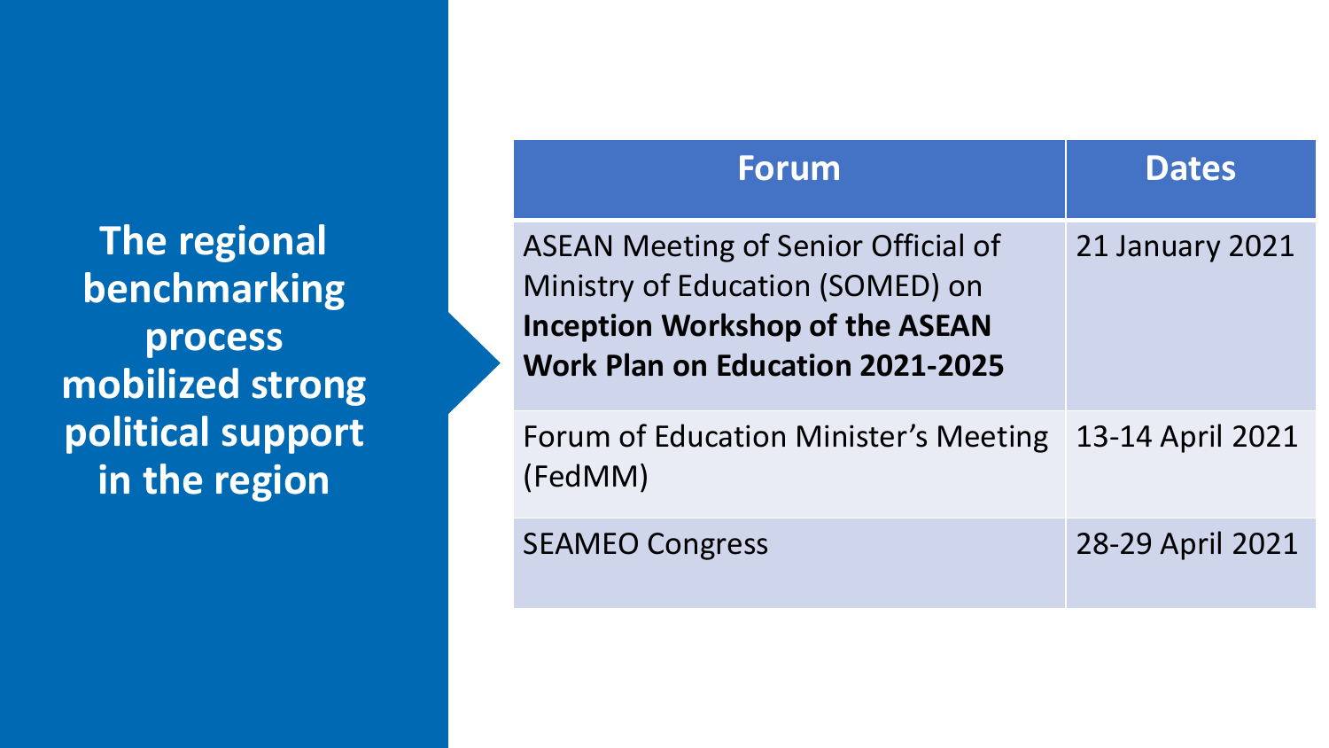**The regional benchmarking process mobilized strong political support in the region**

| Forum | Dates |
|---|---|
| ASEAN Meeting of Senior Official of Ministry of Education (SOMED) on **Inception Workshop of the ASEAN Work Plan on Education 2021-2025** | 21 January 2021 |
| Forum of Education Minister's Meeting (FedMM) | 13-14 April 2021 |
| SEAMEO Congress | 28-29 April 2021 |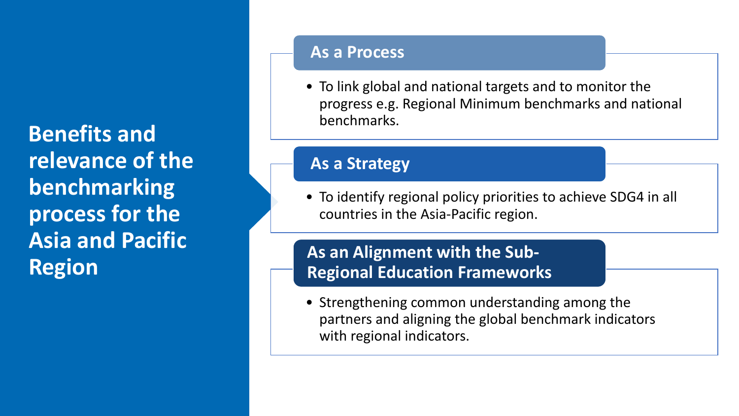# Benefits and relevance of the benchmarking process for the Asia and Pacific Region

## As a Process

- To link global and national targets and to monitor the progress e.g. Regional Minimum benchmarks and national benchmarks.

## As a Strategy

- To identify regional policy priorities to achieve SDG4 in all countries in the Asia-Pacific region.

## As an Alignment with the Sub-Regional Education Frameworks

- Strengthening common understanding among the partners and aligning the global benchmark indicators with regional indicators.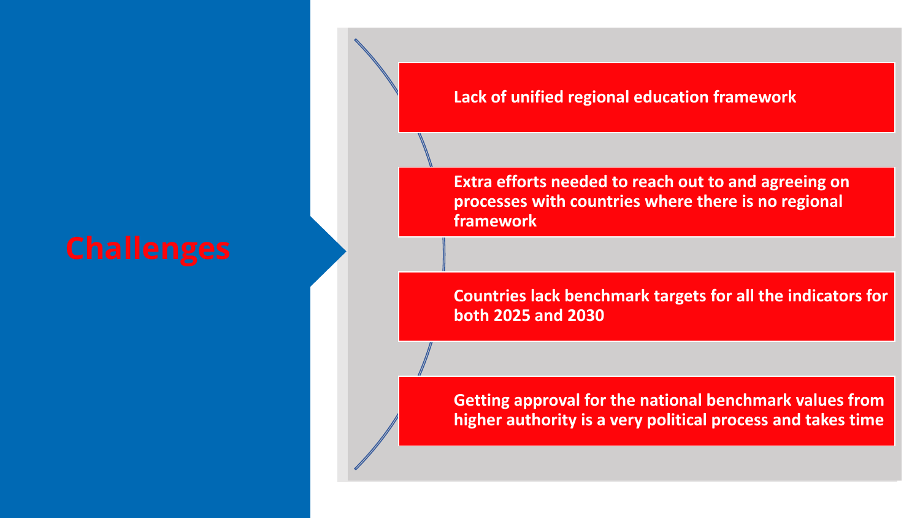# Challenges

- Lack of unified regional education framework
- Extra efforts needed to reach out to and agreeing on processes with countries where there is no regional framework
- Countries lack benchmark targets for all the indicators for both 2025 and 2030
- Getting approval for the national benchmark values from higher authority is a very political process and takes time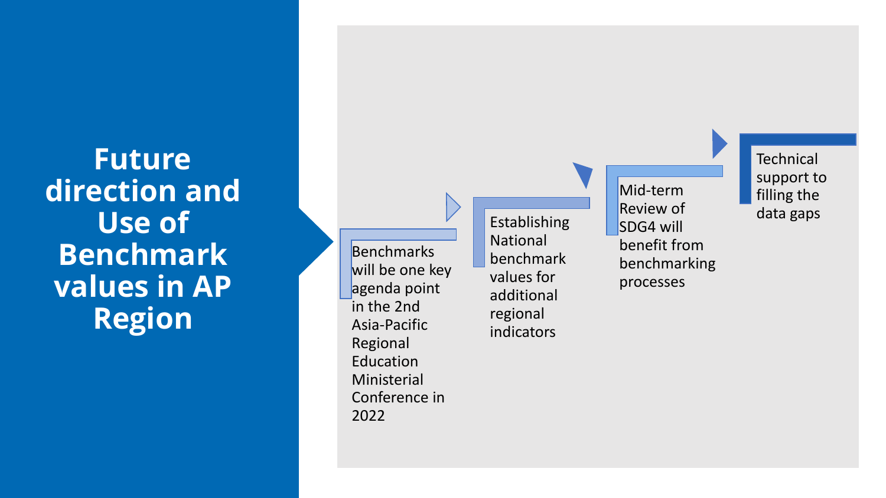# Future direction and Use of Benchmark values in AP Region

- Benchmarks will be one key agenda point in the 2nd Asia-Pacific Regional Education Ministerial Conference in 2022
- Establishing National benchmark values for additional regional indicators
- Mid-term Review of SDG4 will benefit from benchmarking processes
- Technical support to filling the data gaps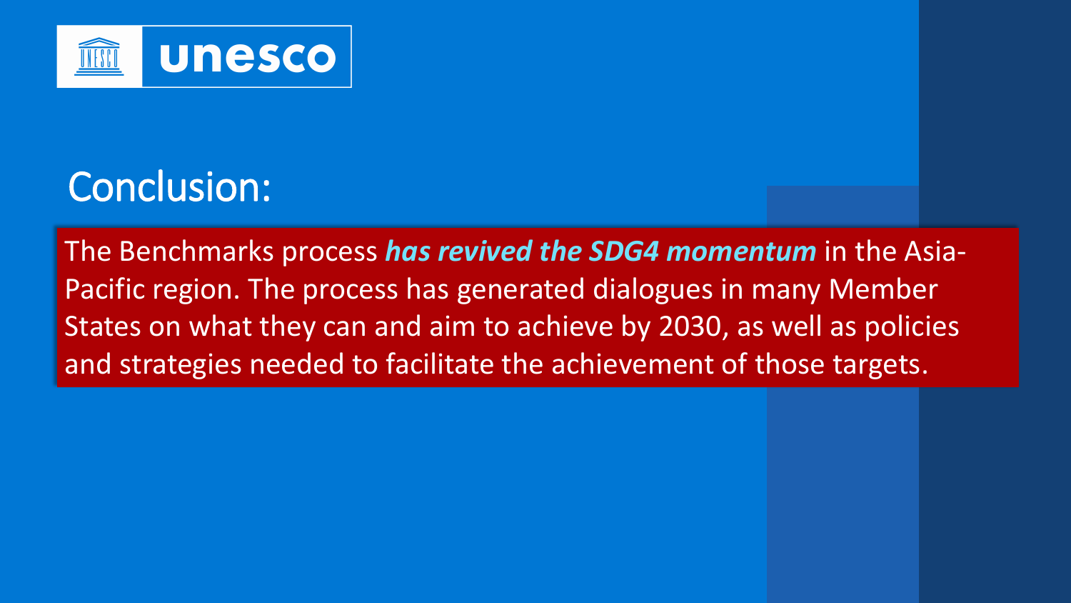# Conclusion:

The Benchmarks process ***has revived the SDG4 momentum*** in the Asia-Pacific region. The process has generated dialogues in many Member States on what they can and aim to achieve by 2030, as well as policies and strategies needed to facilitate the achievement of those targets.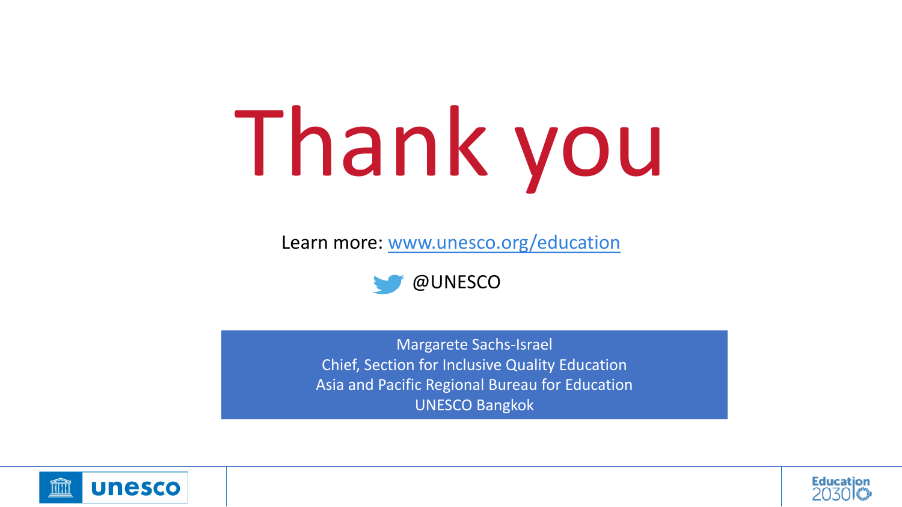# Thank you

Learn more: [www.unesco.org/education](http://www.unesco.org/education)

@UNESCO

Margarete Sachs-Israel
Chief, Section for Inclusive Quality Education
Asia and Pacific Regional Bureau for Education
UNESCO Bangkok